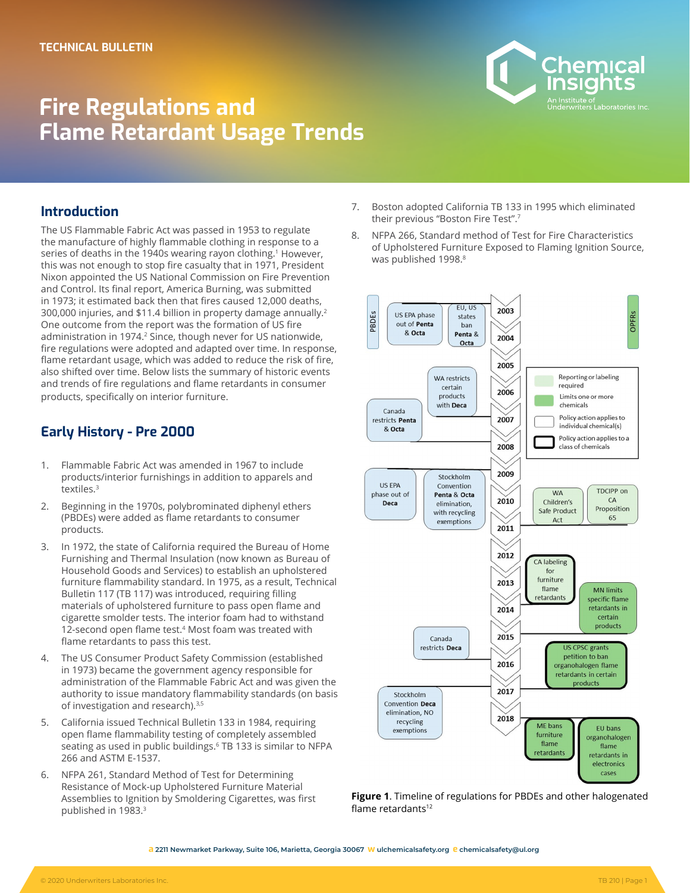TECHNICAL BULLETIN

# Fire Regulations and Flame Retardant Usage Trends

## Introduction

The US Flammable Fabric Act was passed in 1953 to regulate the manufacture of highly flammable clothing in response to a series of deaths in the 1940s wearing rayon clothing.[1] However, this was not enough to stop fire casualty that in 1971, President Nixon appointed the US National Commission on Fire Prevention and Control. Its final report, America Burning, was submitted in 1973; it estimated back then that fires caused 12,000 deaths, 300,000 injuries, and $11.4 billion in property damage annually.[2] One outcome from the report was the formation of US fire administration in 1974.[2] Since, though never for US nationwide, fire regulations were adopted and adapted over time. In response, flame retardant usage, which was added to reduce the risk of fire, also shifted over time. Below lists the summary of historic events and trends of fire regulations and flame retardants in consumer products, specifically on interior furniture.

## Early History - Pre 2000

1. Flammable Fabric Act was amended in 1967 to include products/interior furnishings in addition to apparels and textiles.[3]
2. Beginning in the 1970s, polybrominated diphenyl ethers (PBDEs) were added as flame retardants to consumer products.
3. In 1972, the state of California required the Bureau of Home Furnishing and Thermal Insulation (now known as Bureau of Household Goods and Services) to establish an upholstered furniture flammability standard. In 1975, as a result, Technical Bulletin 117 (TB 117) was introduced, requiring filling materials of upholstered furniture to pass open flame and cigarette smolder tests. The interior foam had to withstand 12-second open flame test.[4] Most foam was treated with flame retardants to pass this test.
4. The US Consumer Product Safety Commission (established in 1973) became the government agency responsible for administration of the Flammable Fabric Act and was given the authority to issue mandatory flammability standards (on basis of investigation and research).[3,5]
5. California issued Technical Bulletin 133 in 1984, requiring open flame flammability testing of completely assembled seating as used in public buildings.[6] TB 133 is similar to NFPA 266 and ASTM E-1537.
6. NFPA 261, Standard Method of Test for Determining Resistance of Mock-up Upholstered Furniture Material Assemblies to Ignition by Smoldering Cigarettes, was first published in 1983.[3]
7. Boston adopted California TB 133 in 1995 which eliminated their previous "Boston Fire Test".[7]
8. NFPA 266, Standard method of Test for Fire Characteristics of Upholstered Furniture Exposed to Flaming Ignition Source, was published 1998.[8]

PBDEs | OPFRs

| Year | PBDEs | Other halogenated flame retardants |
|---|---|---|
| 2003–2004 | US EPA phase out of **Penta** & **Octa**; EU, US states ban **Penta** & **Octa** | |
| 2006 | WA restricts certain products with **Deca** | |
| 2007 | Canada restricts **Penta** & **Octa** | |
| 2009–2010 | US EPA phase out of **Deca**; Stockholm Convention **Penta** & **Octa** elimination, with recycling exemptions | WA Children's Safe Product Act; TDCIPP on CA Proposition 65 |
| 2012–2013 | | CA labeling for furniture flame retardants |
| 2014 | | MN limits specific flame retardants in certain products |
| 2015 | Canada restricts **Deca** | |
| 2016 | | US CPSC grants petition to ban organohalogen flame retardants in certain products |
| 2017–2018 | Stockholm Convention **Deca** elimination, NO recycling exemptions | ME bans furniture flame retardants; EU bans organohalogen flame retardants in electronics cases |

Legend: Reporting or labeling required; Limits one or more chemicals; Policy action applies to individual chemical(s); Policy action applies to a class of chemicals

**Figure 1**. Timeline of regulations for PBDEs and other halogenated flame retardants[12]

2211 Newmarket Parkway, Suite 106, Marietta, Georgia 30067 ulchemicalsafety.org chemicalsafety@ul.org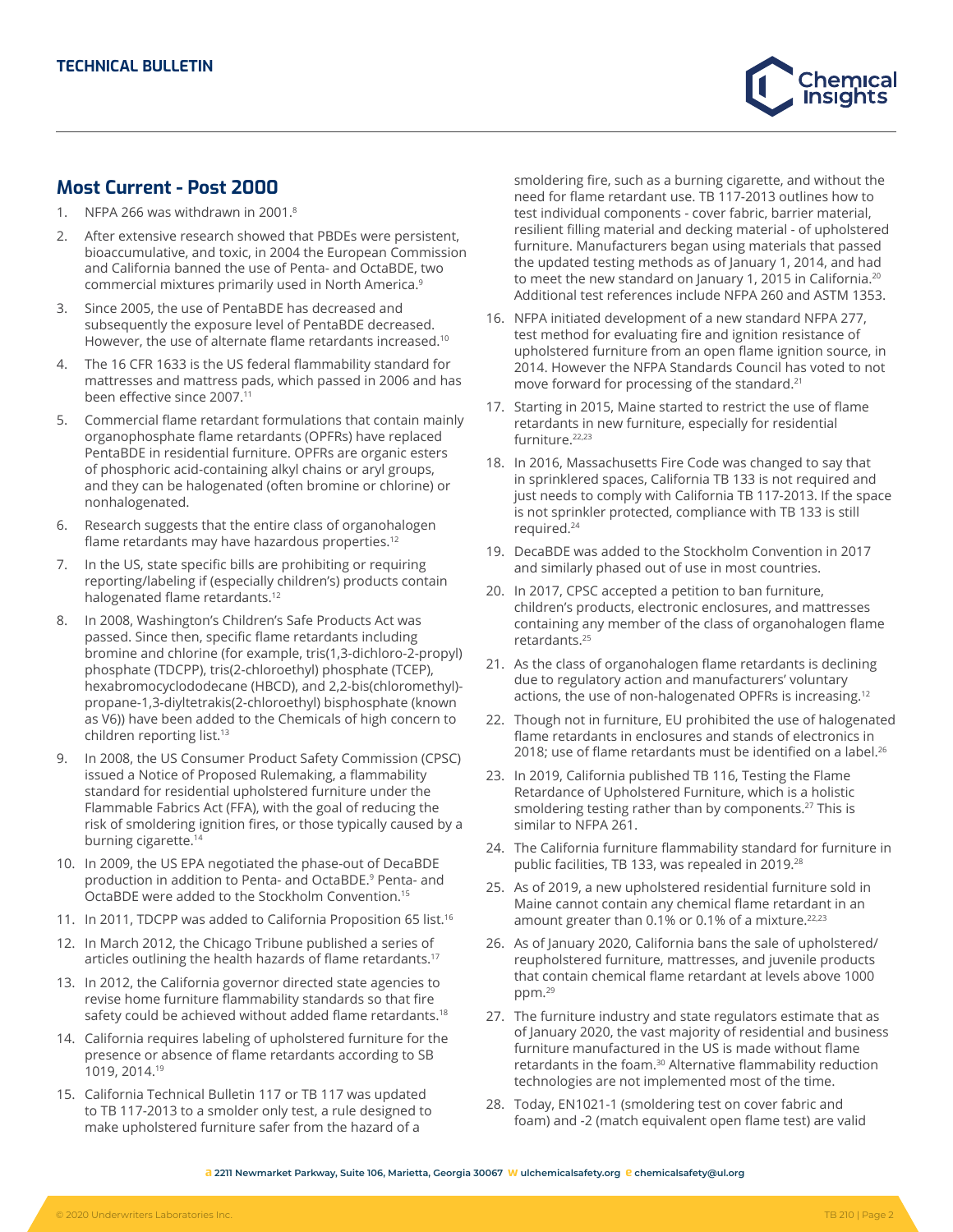## Most Current - Post 2000

1. NFPA 266 was withdrawn in 2001.[8]
2. After extensive research showed that PBDEs were persistent, bioaccumulative, and toxic, in 2004 the European Commission and California banned the use of Penta- and OctaBDE, two commercial mixtures primarily used in North America.[9]
3. Since 2005, the use of PentaBDE has decreased and subsequently the exposure level of PentaBDE decreased. However, the use of alternate flame retardants increased.[10]
4. The 16 CFR 1633 is the US federal flammability standard for mattresses and mattress pads, which passed in 2006 and has been effective since 2007.[11]
5. Commercial flame retardant formulations that contain mainly organophosphate flame retardants (OPFRs) have replaced PentaBDE in residential furniture. OPFRs are organic esters of phosphoric acid-containing alkyl chains or aryl groups, and they can be halogenated (often bromine or chlorine) or nonhalogenated.
6. Research suggests that the entire class of organohalogen flame retardants may have hazardous properties.[12]
7. In the US, state specific bills are prohibiting or requiring reporting/labeling if (especially children's) products contain halogenated flame retardants.[12]
8. In 2008, Washington's Children's Safe Products Act was passed. Since then, specific flame retardants including bromine and chlorine (for example, tris(1,3-dichloro-2-propyl) phosphate (TDCPP), tris(2-chloroethyl) phosphate (TCEP), hexabromocyclododecane (HBCD), and 2,2-bis(chloromethyl)-propane-1,3-diyltetrakis(2-chloroethyl) bisphosphate (known as V6)) have been added to the Chemicals of high concern to children reporting list.[13]
9. In 2008, the US Consumer Product Safety Commission (CPSC) issued a Notice of Proposed Rulemaking, a flammability standard for residential upholstered furniture under the Flammable Fabrics Act (FFA), with the goal of reducing the risk of smoldering ignition fires, or those typically caused by a burning cigarette.[14]
10. In 2009, the US EPA negotiated the phase-out of DecaBDE production in addition to Penta- and OctaBDE.[9] Penta- and OctaBDE were added to the Stockholm Convention.[15]
11. In 2011, TDCPP was added to California Proposition 65 list.[16]
12. In March 2012, the Chicago Tribune published a series of articles outlining the health hazards of flame retardants.[17]
13. In 2012, the California governor directed state agencies to revise home furniture flammability standards so that fire safety could be achieved without added flame retardants.[18]
14. California requires labeling of upholstered furniture for the presence or absence of flame retardants according to SB 1019, 2014.[19]
15. California Technical Bulletin 117 or TB 117 was updated to TB 117-2013 to a smolder only test, a rule designed to make upholstered furniture safer from the hazard of a smoldering fire, such as a burning cigarette, and without the need for flame retardant use. TB 117-2013 outlines how to test individual components - cover fabric, barrier material, resilient filling material and decking material - of upholstered furniture. Manufacturers began using materials that passed the updated testing methods as of January 1, 2014, and had to meet the new standard on January 1, 2015 in California.[20] Additional test references include NFPA 260 and ASTM 1353.
16. NFPA initiated development of a new standard NFPA 277, test method for evaluating fire and ignition resistance of upholstered furniture from an open flame ignition source, in 2014. However the NFPA Standards Council has voted to not move forward for processing of the standard.[21]
17. Starting in 2015, Maine started to restrict the use of flame retardants in new furniture, especially for residential furniture.[22,23]
18. In 2016, Massachusetts Fire Code was changed to say that in sprinklered spaces, California TB 133 is not required and just needs to comply with California TB 117-2013. If the space is not sprinkler protected, compliance with TB 133 is still required.[24]
19. DecaBDE was added to the Stockholm Convention in 2017 and similarly phased out of use in most countries.
20. In 2017, CPSC accepted a petition to ban furniture, children's products, electronic enclosures, and mattresses containing any member of the class of organohalogen flame retardants.[25]
21. As the class of organohalogen flame retardants is declining due to regulatory action and manufacturers' voluntary actions, the use of non-halogenated OPFRs is increasing.[12]
22. Though not in furniture, EU prohibited the use of halogenated flame retardants in enclosures and stands of electronics in 2018; use of flame retardants must be identified on a label.[26]
23. In 2019, California published TB 116, Testing the Flame Retardance of Upholstered Furniture, which is a holistic smoldering testing rather than by components.[27] This is similar to NFPA 261.
24. The California furniture flammability standard for furniture in public facilities, TB 133, was repealed in 2019.[28]
25. As of 2019, a new upholstered residential furniture sold in Maine cannot contain any chemical flame retardant in an amount greater than 0.1% or 0.1% of a mixture.[22,23]
26. As of January 2020, California bans the sale of upholstered/reupholstered furniture, mattresses, and juvenile products that contain chemical flame retardant at levels above 1000 ppm.[29]
27. The furniture industry and state regulators estimate that as of January 2020, the vast majority of residential and business furniture manufactured in the US is made without flame retardants in the foam.[30] Alternative flammability reduction technologies are not implemented most of the time.
28. Today, EN1021-1 (smoldering test on cover fabric and foam) and -2 (match equivalent open flame test) are valid

a 2211 Newmarket Parkway, Suite 106, Marietta, Georgia 30067 w ulchemicalsafety.org e chemicalsafety@ul.org

© 2020 Underwriters Laboratories Inc.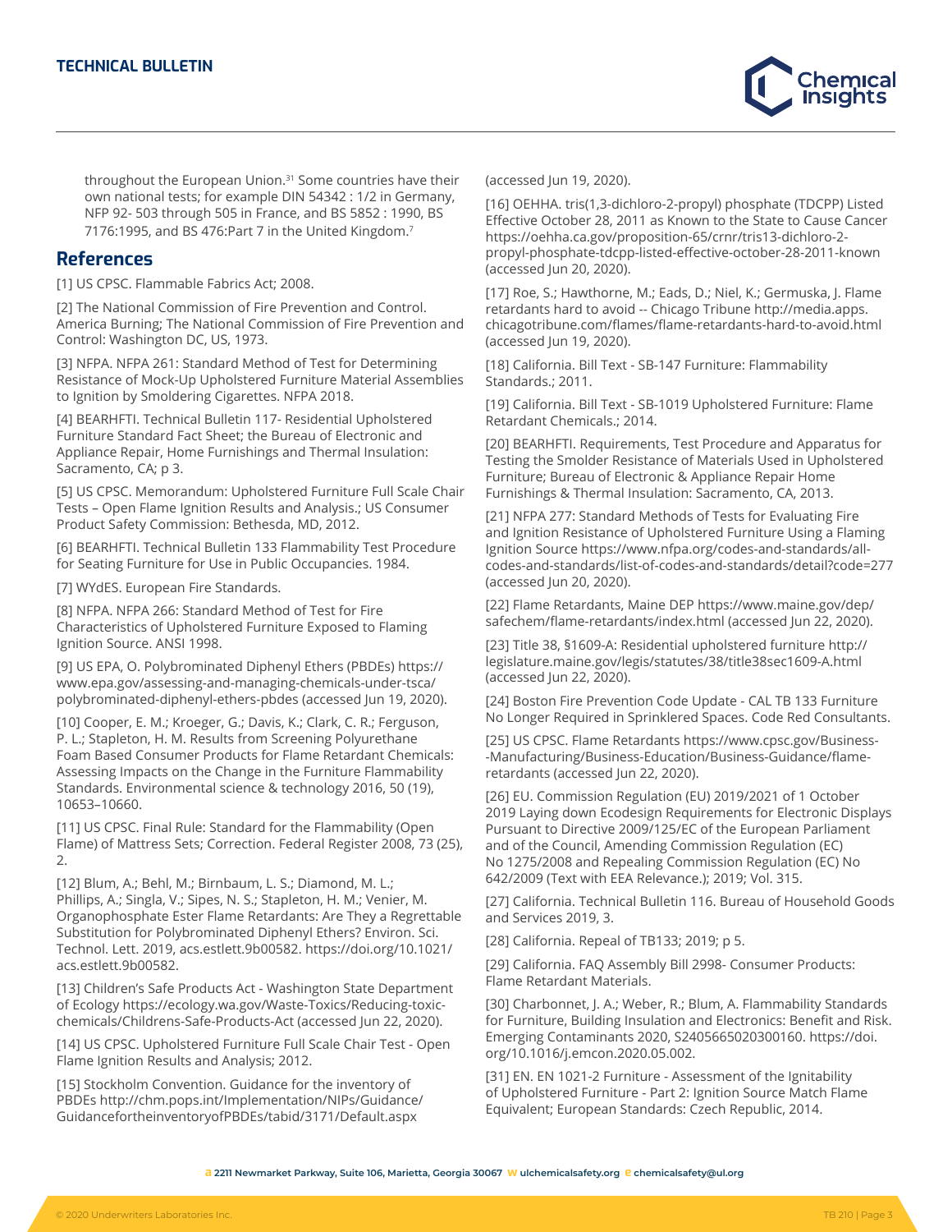throughout the European Union.[31] Some countries have their own national tests; for example DIN 54342 : 1/2 in Germany, NFP 92- 503 through 505 in France, and BS 5852 : 1990, BS 7176:1995, and BS 476:Part 7 in the United Kingdom.[7]

## References

[1] US CPSC. Flammable Fabrics Act; 2008.

[2] The National Commission of Fire Prevention and Control. America Burning; The National Commission of Fire Prevention and Control: Washington DC, US, 1973.

[3] NFPA. NFPA 261: Standard Method of Test for Determining Resistance of Mock-Up Upholstered Furniture Material Assemblies to Ignition by Smoldering Cigarettes. NFPA 2018.

[4] BEARHFTI. Technical Bulletin 117- Residential Upholstered Furniture Standard Fact Sheet; the Bureau of Electronic and Appliance Repair, Home Furnishings and Thermal Insulation: Sacramento, CA; p 3.

[5] US CPSC. Memorandum: Upholstered Furniture Full Scale Chair Tests – Open Flame Ignition Results and Analysis.; US Consumer Product Safety Commission: Bethesda, MD, 2012.

[6] BEARHFTI. Technical Bulletin 133 Flammability Test Procedure for Seating Furniture for Use in Public Occupancies. 1984.

[7] WYdES. European Fire Standards.

[8] NFPA. NFPA 266: Standard Method of Test for Fire Characteristics of Upholstered Furniture Exposed to Flaming Ignition Source. ANSI 1998.

[9] US EPA, O. Polybrominated Diphenyl Ethers (PBDEs) https://www.epa.gov/assessing-and-managing-chemicals-under-tsca/polybrominated-diphenyl-ethers-pbdes (accessed Jun 19, 2020).

[10] Cooper, E. M.; Kroeger, G.; Davis, K.; Clark, C. R.; Ferguson, P. L.; Stapleton, H. M. Results from Screening Polyurethane Foam Based Consumer Products for Flame Retardant Chemicals: Assessing Impacts on the Change in the Furniture Flammability Standards. Environmental science & technology 2016, 50 (19), 10653–10660.

[11] US CPSC. Final Rule: Standard for the Flammability (Open Flame) of Mattress Sets; Correction. Federal Register 2008, 73 (25), 2.

[12] Blum, A.; Behl, M.; Birnbaum, L. S.; Diamond, M. L.; Phillips, A.; Singla, V.; Sipes, N. S.; Stapleton, H. M.; Venier, M. Organophosphate Ester Flame Retardants: Are They a Regrettable Substitution for Polybrominated Diphenyl Ethers? Environ. Sci. Technol. Lett. 2019, acs.estlett.9b00582. https://doi.org/10.1021/acs.estlett.9b00582.

[13] Children's Safe Products Act - Washington State Department of Ecology https://ecology.wa.gov/Waste-Toxics/Reducing-toxic-chemicals/Childrens-Safe-Products-Act (accessed Jun 22, 2020).

[14] US CPSC. Upholstered Furniture Full Scale Chair Test - Open Flame Ignition Results and Analysis; 2012.

[15] Stockholm Convention. Guidance for the inventory of PBDEs http://chm.pops.int/Implementation/NIPs/Guidance/GuidancefortheinventoryofPBDEs/tabid/3171/Default.aspx (accessed Jun 19, 2020).

[16] OEHHA. tris(1,3-dichloro-2-propyl) phosphate (TDCPP) Listed Effective October 28, 2011 as Known to the State to Cause Cancer https://oehha.ca.gov/proposition-65/crnr/tris13-dichloro-2-propyl-phosphate-tdcpp-listed-effective-october-28-2011-known (accessed Jun 20, 2020).

[17] Roe, S.; Hawthorne, M.; Eads, D.; Niel, K.; Germuska, J. Flame retardants hard to avoid -- Chicago Tribune http://media.apps.chicagotribune.com/flames/flame-retardants-hard-to-avoid.html (accessed Jun 19, 2020).

[18] California. Bill Text - SB-147 Furniture: Flammability Standards.; 2011.

[19] California. Bill Text - SB-1019 Upholstered Furniture: Flame Retardant Chemicals.; 2014.

[20] BEARHFTI. Requirements, Test Procedure and Apparatus for Testing the Smolder Resistance of Materials Used in Upholstered Furniture; Bureau of Electronic & Appliance Repair Home Furnishings & Thermal Insulation: Sacramento, CA, 2013.

[21] NFPA 277: Standard Methods of Tests for Evaluating Fire and Ignition Resistance of Upholstered Furniture Using a Flaming Ignition Source https://www.nfpa.org/codes-and-standards/all-codes-and-standards/list-of-codes-and-standards/detail?code=277 (accessed Jun 20, 2020).

[22] Flame Retardants, Maine DEP https://www.maine.gov/dep/safechem/flame-retardants/index.html (accessed Jun 22, 2020).

[23] Title 38, §1609-A: Residential upholstered furniture http://legislature.maine.gov/legis/statutes/38/title38sec1609-A.html (accessed Jun 22, 2020).

[24] Boston Fire Prevention Code Update - CAL TB 133 Furniture No Longer Required in Sprinklered Spaces. Code Red Consultants.

[25] US CPSC. Flame Retardants https://www.cpsc.gov/Business--Manufacturing/Business-Education/Business-Guidance/flame-retardants (accessed Jun 22, 2020).

[26] EU. Commission Regulation (EU) 2019/2021 of 1 October 2019 Laying down Ecodesign Requirements for Electronic Displays Pursuant to Directive 2009/125/EC of the European Parliament and of the Council, Amending Commission Regulation (EC) No 1275/2008 and Repealing Commission Regulation (EC) No 642/2009 (Text with EEA Relevance.); 2019; Vol. 315.

[27] California. Technical Bulletin 116. Bureau of Household Goods and Services 2019, 3.

[28] California. Repeal of TB133; 2019; p 5.

[29] California. FAQ Assembly Bill 2998- Consumer Products: Flame Retardant Materials.

[30] Charbonnet, J. A.; Weber, R.; Blum, A. Flammability Standards for Furniture, Building Insulation and Electronics: Benefit and Risk. Emerging Contaminants 2020, S2405665020300160. https://doi.org/10.1016/j.emcon.2020.05.002.

[31] EN. EN 1021-2 Furniture - Assessment of the Ignitability of Upholstered Furniture - Part 2: Ignition Source Match Flame Equivalent; European Standards: Czech Republic, 2014.